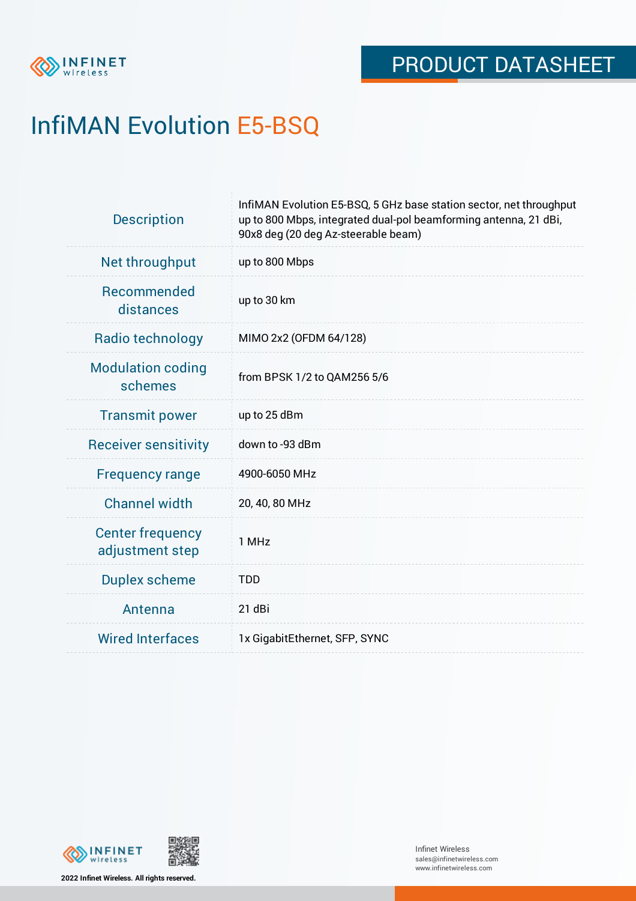# PRODUCT DATASHEET

# InfiMAN Evolution E5-BSQ

| | |
|---|---|
| Description | InfiMAN Evolution E5-BSQ, 5 GHz base station sector, net throughput up to 800 Mbps, integrated dual-pol beamforming antenna, 21 dBi, 90x8 deg (20 deg Az-steerable beam) |
| Net throughput | up to 800 Mbps |
| Recommended distances | up to 30 km |
| Radio technology | MIMO 2x2 (OFDM 64/128) |
| Modulation coding schemes | from BPSK 1/2 to QAM256 5/6 |
| Transmit power | up to 25 dBm |
| Receiver sensitivity | down to -93 dBm |
| Frequency range | 4900-6050 MHz |
| Channel width | 20, 40, 80 MHz |
| Center frequency adjustment step | 1 MHz |
| Duplex scheme | TDD |
| Antenna | 21 dBi |
| Wired Interfaces | 1x GigabitEthernet, SFP, SYNC |

2022 Infinet Wireless. All rights reserved.

Infinet Wireless
sales@infinetwireless.com
www.infinetwireless.com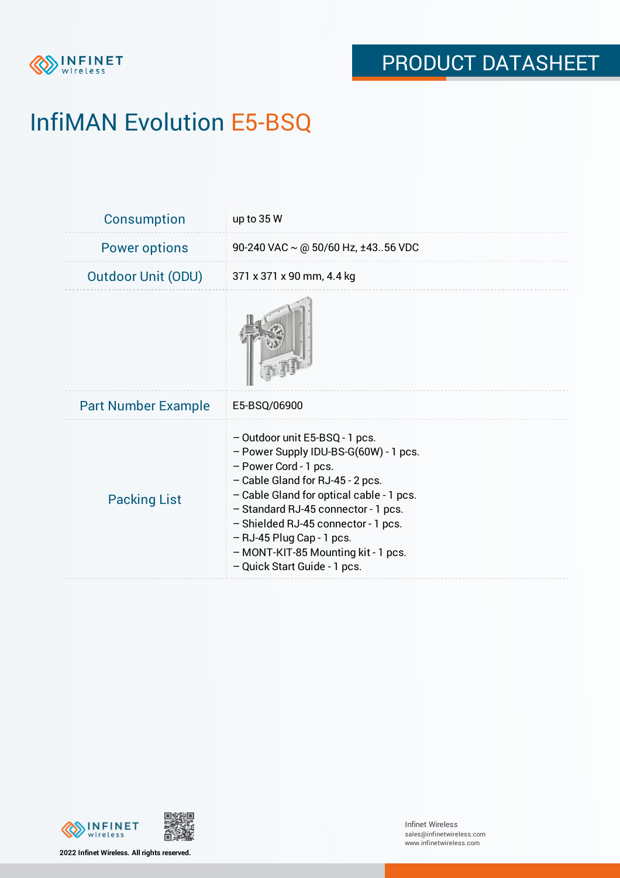# InfiMAN Evolution E5-BSQ

| | |
|---|---|
| Consumption | up to 35 W |
| Power options | 90-240 VAC ~ @ 50/60 Hz, ±43..56 VDC |
| Outdoor Unit (ODU) | 371 x 371 x 90 mm, 4.4 kg |
| Part Number Example | E5-BSQ/06900 |
| Packing List | – Outdoor unit E5-BSQ - 1 pcs.<br>– Power Supply IDU-BS-G(60W) - 1 pcs.<br>– Power Cord - 1 pcs.<br>– Cable Gland for RJ-45 - 2 pcs.<br>– Cable Gland for optical cable - 1 pcs.<br>– Standard RJ-45 connector - 1 pcs.<br>– Shielded RJ-45 connector - 1 pcs.<br>– RJ-45 Plug Cap - 1 pcs.<br>– MONT-KIT-85 Mounting kit - 1 pcs.<br>– Quick Start Guide - 1 pcs. |

2022 Infinet Wireless. All rights reserved.

Infinet Wireless
sales@infinetwireless.com
www.infinetwireless.com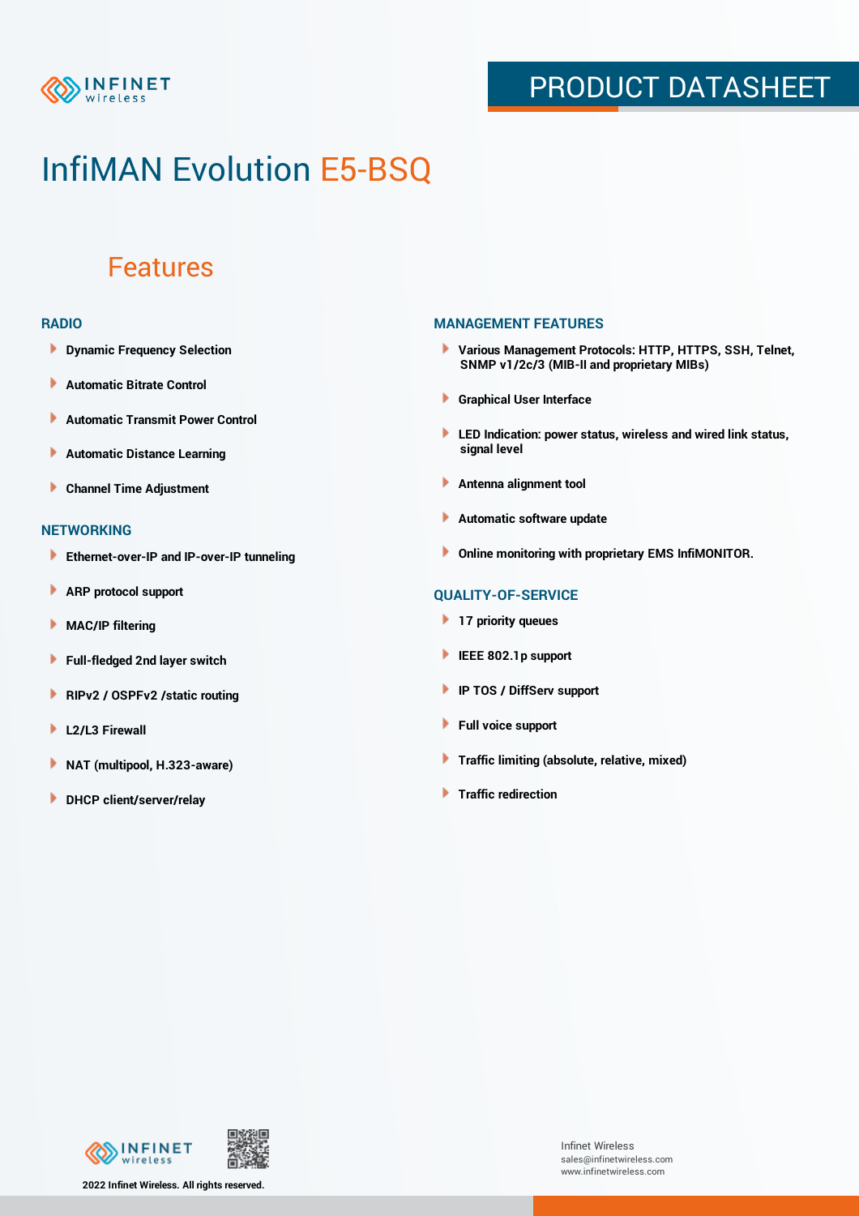# InfiMAN Evolution E5-BSQ

## Features

### RADIO

- Dynamic Frequency Selection
- Automatic Bitrate Control
- Automatic Transmit Power Control
- Automatic Distance Learning
- Channel Time Adjustment

### NETWORKING

- Ethernet-over-IP and IP-over-IP tunneling
- ARP protocol support
- MAC/IP filtering
- Full-fledged 2nd layer switch
- RIPv2 / OSPFv2 /static routing
- L2/L3 Firewall
- NAT (multipool, H.323-aware)
- DHCP client/server/relay

### MANAGEMENT FEATURES

- Various Management Protocols: HTTP, HTTPS, SSH, Telnet, SNMP v1/2c/3 (MIB-II and proprietary MIBs)
- Graphical User Interface
- LED Indication: power status, wireless and wired link status, signal level
- Antenna alignment tool
- Automatic software update
- Online monitoring with proprietary EMS InfiMONITOR.

### QUALITY-OF-SERVICE

- 17 priority queues
- IEEE 802.1p support
- IP TOS / DiffServ support
- Full voice support
- Traffic limiting (absolute, relative, mixed)
- Traffic redirection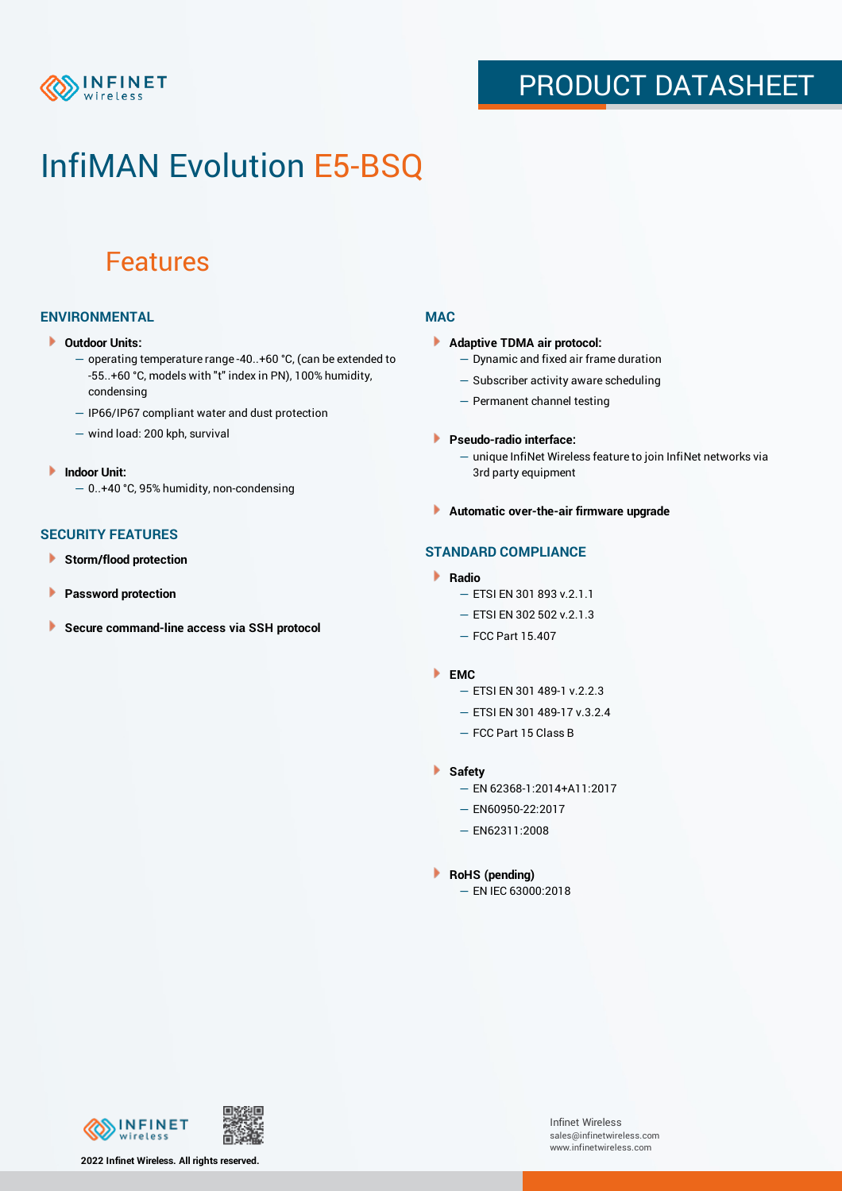# InfiMAN Evolution E5-BSQ

## Features

### ENVIRONMENTAL

- **Outdoor Units:**
  - operating temperature range -40..+60 °C, (can be extended to -55..+60 °C, models with "t" index in PN), 100% humidity, condensing
  - IP66/IP67 compliant water and dust protection
  - wind load: 200 kph, survival
- **Indoor Unit:**
  - 0..+40 °C, 95% humidity, non-condensing

### SECURITY FEATURES

- **Storm/flood protection**
- **Password protection**
- **Secure command-line access via SSH protocol**

### MAC

- **Adaptive TDMA air protocol:**
  - Dynamic and fixed air frame duration
  - Subscriber activity aware scheduling
  - Permanent channel testing
- **Pseudo-radio interface:**
  - unique InfiNet Wireless feature to join InfiNet networks via 3rd party equipment
- **Automatic over-the-air firmware upgrade**

### STANDARD COMPLIANCE

- **Radio**
  - ETSI EN 301 893 v.2.1.1
  - ETSI EN 302 502 v.2.1.3
  - FCC Part 15.407
- **EMC**
  - ETSI EN 301 489-1 v.2.2.3
  - ETSI EN 301 489-17 v.3.2.4
  - FCC Part 15 Class B
- **Safety**
  - EN 62368-1:2014+A11:2017
  - EN60950-22:2017
  - EN62311:2008
- **RoHS (pending)**
  - EN IEC 63000:2018

2022 Infinet Wireless. All rights reserved.

Infinet Wireless
sales@infinetwireless.com
www.infinetwireless.com